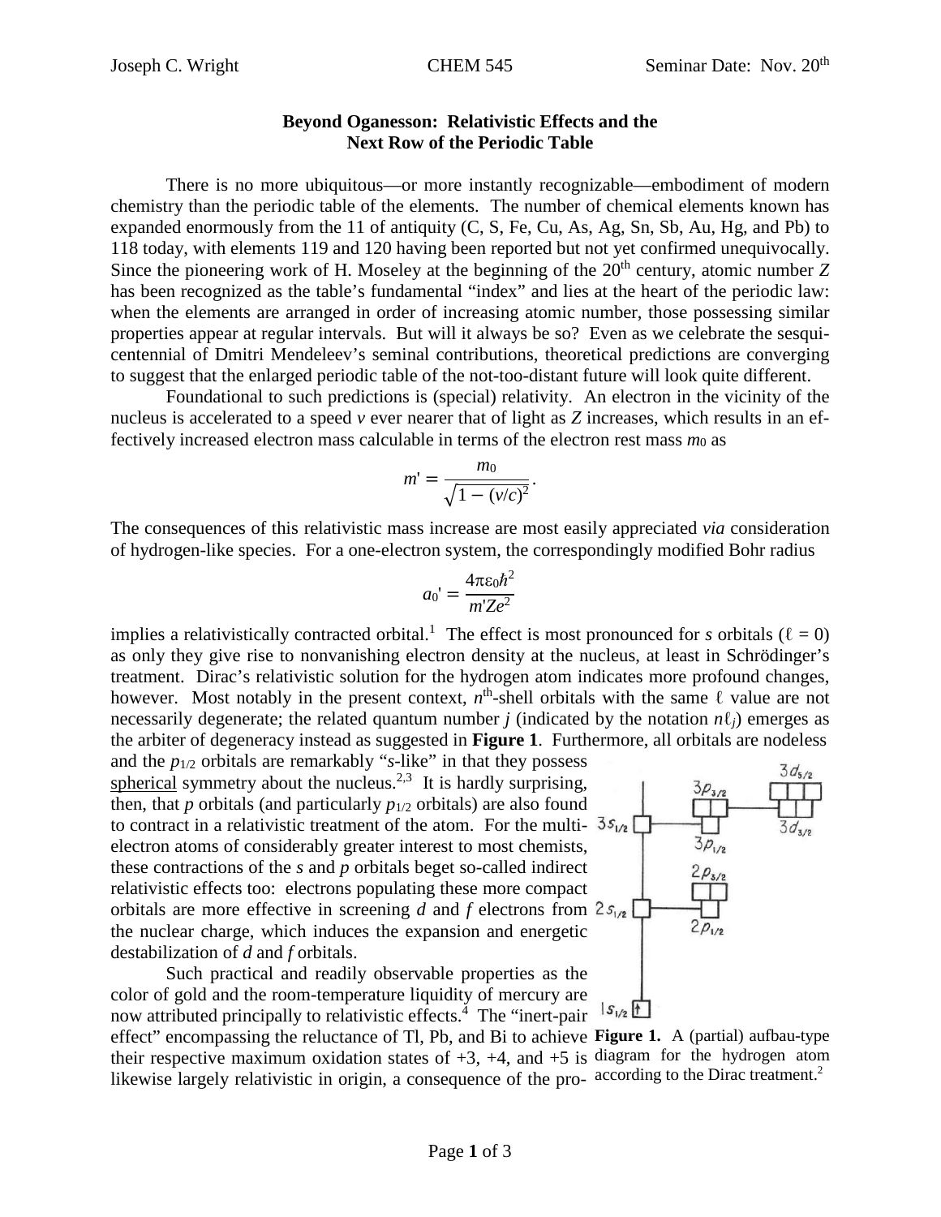**Beyond Oganesson: Relativistic Effects and the Next Row of the Periodic Table**

There is no more ubiquitous—or more instantly recognizable—embodiment of modern chemistry than the periodic table of the elements. The number of chemical elements known has expanded enormously from the 11 of antiquity (C, S, Fe, Cu, As, Ag, Sn, Sb, Au, Hg, and Pb) to 118 today, with elements 119 and 120 having been reported but not yet confirmed unequivocally. Since the pioneering work of H. Moseley at the beginning of the 20th century, atomic number $Z$ has been recognized as the table's fundamental "index" and lies at the heart of the periodic law: when the elements are arranged in order of increasing atomic number, those possessing similar properties appear at regular intervals. But will it always be so? Even as we celebrate the sesquicentennial of Dmitri Mendeleev's seminal contributions, theoretical predictions are converging to suggest that the enlarged periodic table of the not-too-distant future will look quite different.

Foundational to such predictions is (special) relativity. An electron in the vicinity of the nucleus is accelerated to a speed $v$ ever nearer that of light as $Z$ increases, which results in an effectively increased electron mass calculable in terms of the electron rest mass $m_0$ as

$$m' = \frac{m_0}{\sqrt{1-(v/c)^2}}.$$

The consequences of this relativistic mass increase are most easily appreciated *via* consideration of hydrogen-like species. For a one-electron system, the correspondingly modified Bohr radius

$$a_0' = \frac{4\pi\varepsilon_0\hbar^2}{m'Ze^2}$$

implies a relativistically contracted orbital.[1] The effect is most pronounced for *s* orbitals ($\ell = 0$) as only they give rise to nonvanishing electron density at the nucleus, at least in Schrödinger's treatment. Dirac's relativistic solution for the hydrogen atom indicates more profound changes, however. Most notably in the present context, $n^{\text{th}}$-shell orbitals with the same $\ell$ value are not necessarily degenerate; the related quantum number $j$ (indicated by the notation $n\ell_j$) emerges as the arbiter of degeneracy instead as suggested in **Figure 1**. Furthermore, all orbitals are nodeless and the $p_{1/2}$ orbitals are remarkably "*s*-like" in that they possess spherical symmetry about the nucleus.[2,3] It is hardly surprising, then, that *p* orbitals (and particularly $p_{1/2}$ orbitals) are also found to contract in a relativistic treatment of the atom. For the multi-electron atoms of considerably greater interest to most chemists, these contractions of the *s* and *p* orbitals beget so-called indirect relativistic effects too: electrons populating these more compact orbitals are more effective in screening *d* and *f* electrons from the nuclear charge, which induces the expansion and energetic destabilization of *d* and *f* orbitals.

**Figure 1.** A (partial) aufbau-type diagram for the hydrogen atom according to the Dirac treatment.[2]

Such practical and readily observable properties as the color of gold and the room-temperature liquidity of mercury are now attributed principally to relativistic effects.[4] The "inert-pair effect" encompassing the reluctance of Tl, Pb, and Bi to achieve their respective maximum oxidation states of +3, +4, and +5 is likewise largely relativistic in origin, a consequence of the pro-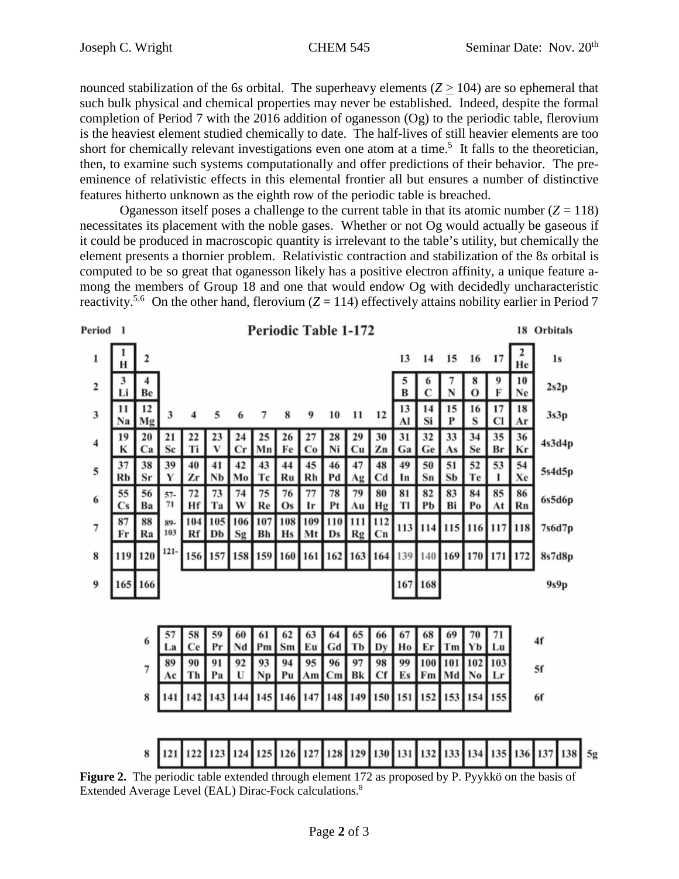nounced stabilization of the 6*s* orbital. The superheavy elements ($Z \geq 104$) are so ephemeral that such bulk physical and chemical properties may never be established. Indeed, despite the formal completion of Period 7 with the 2016 addition of oganesson (Og) to the periodic table, flerovium is the heaviest element studied chemically to date. The half-lives of still heavier elements are too short for chemically relevant investigations even one atom at a time.[5] It falls to the theoretician, then, to examine such systems computationally and offer predictions of their behavior. The pre-eminence of relativistic effects in this elemental frontier all but ensures a number of distinctive features hitherto unknown as the eighth row of the periodic table is breached.

Oganesson itself poses a challenge to the current table in that its atomic number ($Z = 118$) necessitates its placement with the noble gases. Whether or not Og would actually be gaseous if it could be produced in macroscopic quantity is irrelevant to the table's utility, but chemically the element presents a thornier problem. Relativistic contraction and stabilization of the 8*s* orbital is computed to be so great that oganesson likely has a positive electron affinity, a unique feature among the members of Group 18 and one that would endow Og with decidedly uncharacteristic reactivity.[5,6] On the other hand, flerovium ($Z = 114$) effectively attains nobility earlier in Period 7

**Periodic Table 1-172**

| Period | 1 | 2 | 3 | 4 | 5 | 6 | 7 | 8 | 9 | 10 | 11 | 12 | 13 | 14 | 15 | 16 | 17 | 18 | Orbitals |
|---|---|---|---|---|---|---|---|---|---|---|---|---|---|---|---|---|---|---|---|
| 1 | 1 H | | | | | | | | | | | | | | | | | 2 He | 1s |
| 2 | 3 Li | 4 Be | | | | | | | | | | | 5 B | 6 C | 7 N | 8 O | 9 F | 10 Ne | 2s2p |
| 3 | 11 Na | 12 Mg | | | | | | | | | | | 13 Al | 14 Si | 15 P | 16 S | 17 Cl | 18 Ar | 3s3p |
| 4 | 19 K | 20 Ca | 21 Sc | 22 Ti | 23 V | 24 Cr | 25 Mn | 26 Fe | 27 Co | 28 Ni | 29 Cu | 30 Zn | 31 Ga | 32 Ge | 33 As | 34 Se | 35 Br | 36 Kr | 4s3d4p |
| 5 | 37 Rb | 38 Sr | 39 Y | 40 Zr | 41 Nb | 42 Mo | 43 Tc | 44 Ru | 45 Rh | 46 Pd | 47 Ag | 48 Cd | 49 In | 50 Sn | 51 Sb | 52 Te | 53 I | 54 Xe | 5s4d5p |
| 6 | 55 Cs | 56 Ba | 57-71 | 72 Hf | 73 Ta | 74 W | 75 Re | 76 Os | 77 Ir | 78 Pt | 79 Au | 80 Hg | 81 Tl | 82 Pb | 83 Bi | 84 Po | 85 At | 86 Rn | 6s5d6p |
| 7 | 87 Fr | 88 Ra | 89-103 | 104 Rf | 105 Db | 106 Sg | 107 Bh | 108 Hs | 109 Mt | 110 Ds | 111 Rg | 112 Cn | 113 | 114 | 115 | 116 | 117 | 118 | 7s6d7p |
| 8 | 119 | 120 | 121- | 156 | 157 | 158 | 159 | 160 | 161 | 162 | 163 | 164 | 139 | 140 | 169 | 170 | 171 | 172 | 8s7d8p |
| 9 | 165 | 166 | | | | | | | | | | | 167 | 168 | | | | | 9s9p |

| Period | | | | | | | | | | | | | | | | Orbitals |
|---|---|---|---|---|---|---|---|---|---|---|---|---|---|---|---|---|
| 6 | 57 La | 58 Ce | 59 Pr | 60 Nd | 61 Pm | 62 Sm | 63 Eu | 64 Gd | 65 Tb | 66 Dy | 67 Ho | 68 Er | 69 Tm | 70 Yb | 71 Lu | 4f |
| 7 | 89 Ac | 90 Th | 91 Pa | 92 U | 93 Np | 94 Pu | 95 Am | 96 Cm | 97 Bk | 98 Cf | 99 Es | 100 Fm | 101 Md | 102 No | 103 Lr | 5f |
| 8 | 141 | 142 | 143 | 144 | 145 | 146 | 147 | 148 | 149 | 150 | 151 | 152 | 153 | 154 | 155 | 6f |

| Period | | | | | | | | | | | | | | | | | | | Orbitals |
|---|---|---|---|---|---|---|---|---|---|---|---|---|---|---|---|---|---|---|---|
| 8 | 121 | 122 | 123 | 124 | 125 | 126 | 127 | 128 | 129 | 130 | 131 | 132 | 133 | 134 | 135 | 136 | 137 | 138 | 5g |

**Figure 2.** The periodic table extended through element 172 as proposed by P. Pyykkö on the basis of Extended Average Level (EAL) Dirac-Fock calculations.[8]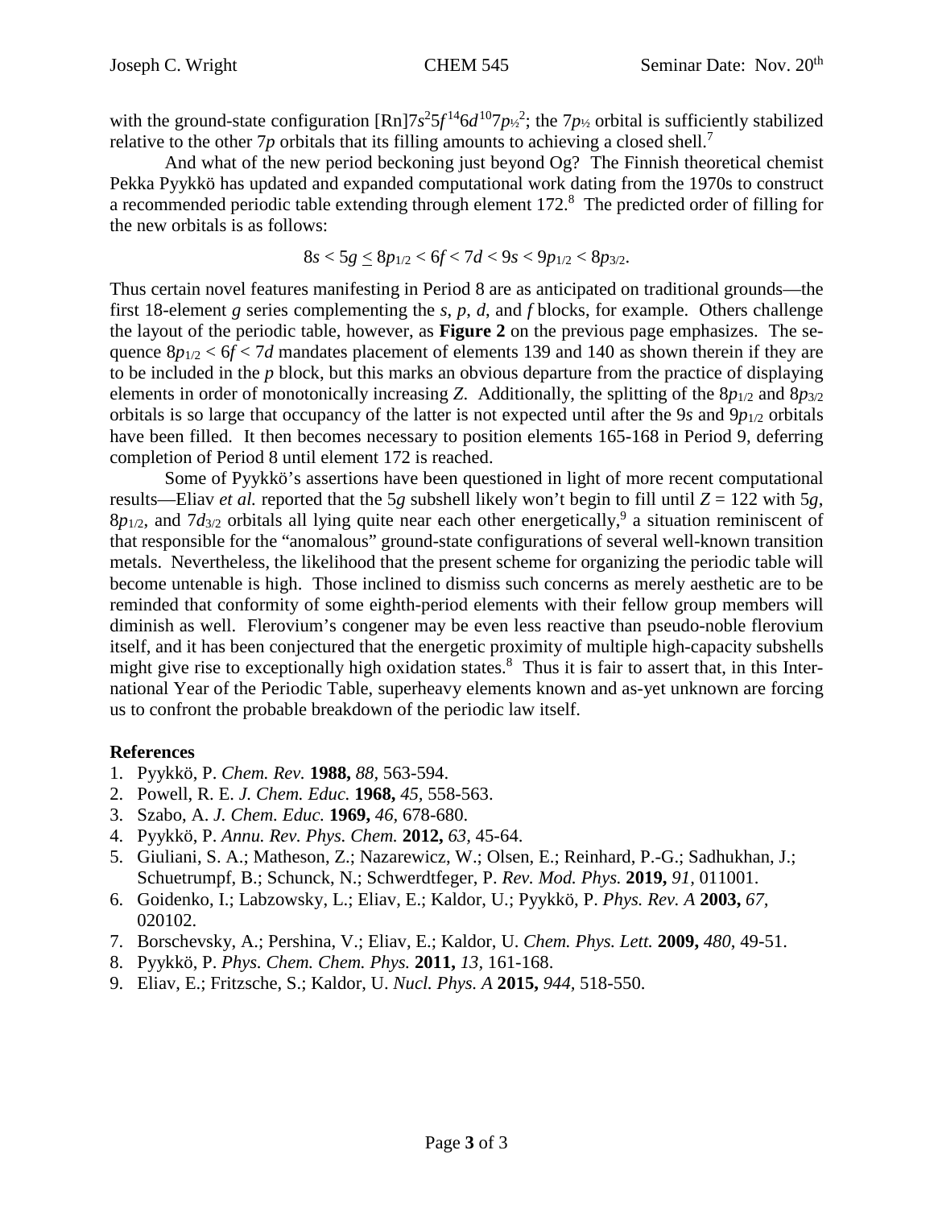with the ground-state configuration $[Rn]7s^2 5f^{14} 6d^{10} 7p_{½}^2$; the $7p_{½}$ orbital is sufficiently stabilized relative to the other $7p$ orbitals that its filling amounts to achieving a closed shell.[7]

And what of the new period beckoning just beyond Og? The Finnish theoretical chemist Pekka Pyykkö has updated and expanded computational work dating from the 1970s to construct a recommended periodic table extending through element 172.[8] The predicted order of filling for the new orbitals is as follows:

$$8s < 5g \leq 8p_{1/2} < 6f < 7d < 9s < 9p_{1/2} < 8p_{3/2}.$$

Thus certain novel features manifesting in Period 8 are as anticipated on traditional grounds—the first 18-element *g* series complementing the *s*, *p*, *d*, and *f* blocks, for example. Others challenge the layout of the periodic table, however, as **Figure 2** on the previous page emphasizes. The sequence $8p_{1/2} < 6f < 7d$ mandates placement of elements 139 and 140 as shown therein if they are to be included in the *p* block, but this marks an obvious departure from the practice of displaying elements in order of monotonically increasing $Z$. Additionally, the splitting of the $8p_{1/2}$ and $8p_{3/2}$ orbitals is so large that occupancy of the latter is not expected until after the $9s$ and $9p_{1/2}$ orbitals have been filled. It then becomes necessary to position elements 165-168 in Period 9, deferring completion of Period 8 until element 172 is reached.

Some of Pyykkö's assertions have been questioned in light of more recent computational results—Eliav *et al.* reported that the $5g$ subshell likely won't begin to fill until $Z = 122$ with $5g$, $8p_{1/2}$, and $7d_{3/2}$ orbitals all lying quite near each other energetically,[9] a situation reminiscent of that responsible for the "anomalous" ground-state configurations of several well-known transition metals. Nevertheless, the likelihood that the present scheme for organizing the periodic table will become untenable is high. Those inclined to dismiss such concerns as merely aesthetic are to be reminded that conformity of some eighth-period elements with their fellow group members will diminish as well. Flerovium's congener may be even less reactive than pseudo-noble flerovium itself, and it has been conjectured that the energetic proximity of multiple high-capacity subshells might give rise to exceptionally high oxidation states.[8] Thus it is fair to assert that, in this International Year of the Periodic Table, superheavy elements known and as-yet unknown are forcing us to confront the probable breakdown of the periodic law itself.

**References**

1. Pyykkö, P. *Chem. Rev.* **1988,** *88*, 563-594.
2. Powell, R. E. *J. Chem. Educ.* **1968,** *45*, 558-563.
3. Szabo, A. *J. Chem. Educ.* **1969,** *46*, 678-680.
4. Pyykkö, P. *Annu. Rev. Phys. Chem.* **2012,** *63*, 45-64.
5. Giuliani, S. A.; Matheson, Z.; Nazarewicz, W.; Olsen, E.; Reinhard, P.-G.; Sadhukhan, J.; Schuetrumpf, B.; Schunck, N.; Schwerdtfeger, P. *Rev. Mod. Phys.* **2019,** *91*, 011001.
6. Goidenko, I.; Labzowsky, L.; Eliav, E.; Kaldor, U.; Pyykkö, P. *Phys. Rev. A* **2003,** *67*, 020102.
7. Borschevsky, A.; Pershina, V.; Eliav, E.; Kaldor, U. *Chem. Phys. Lett.* **2009,** *480*, 49-51.
8. Pyykkö, P. *Phys. Chem. Chem. Phys.* **2011,** *13*, 161-168.
9. Eliav, E.; Fritzsche, S.; Kaldor, U. *Nucl. Phys. A* **2015,** *944*, 518-550.